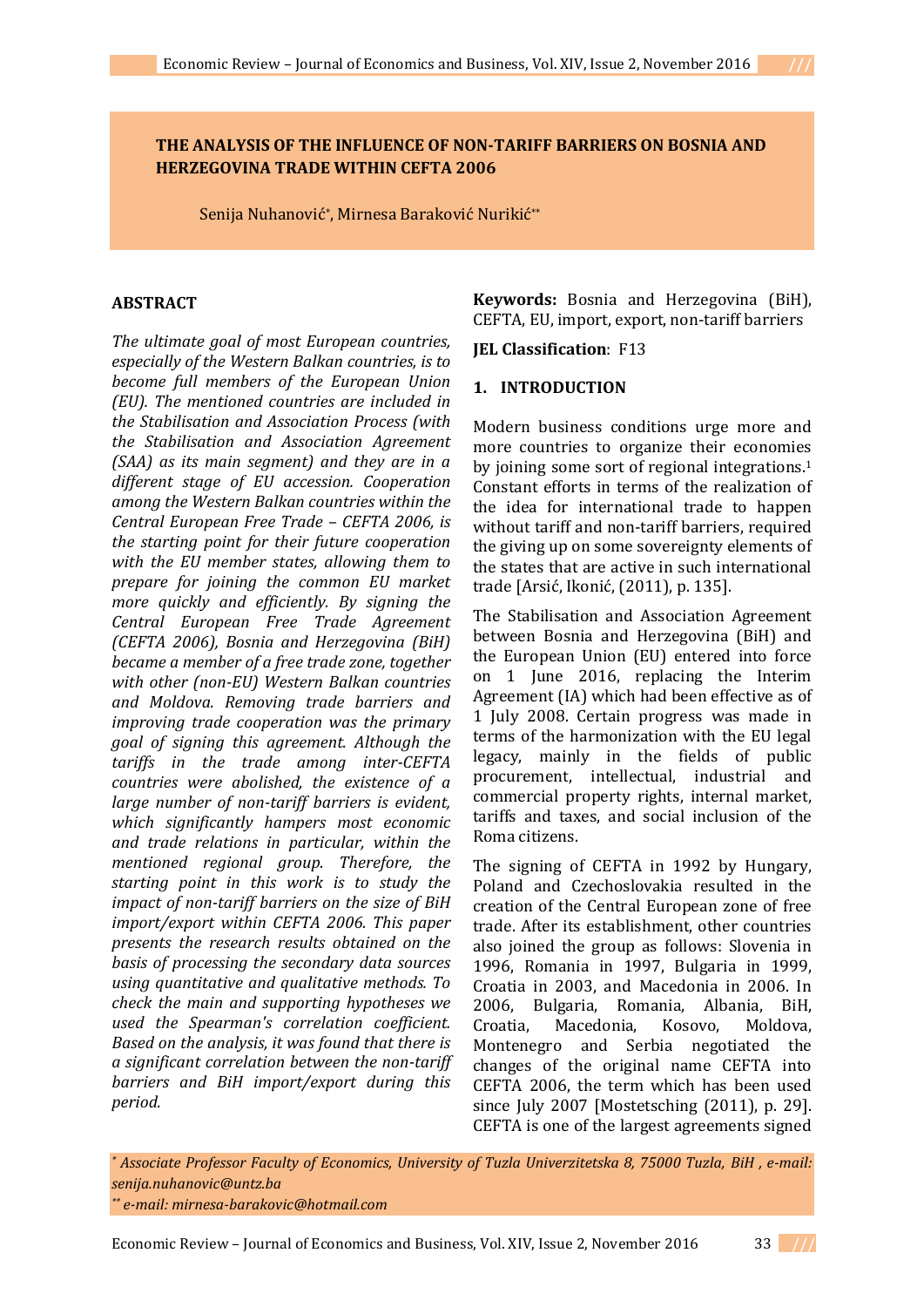# THE ANALYSIS OF THE INFLUENCE OF NON-TARIFF BARRIERS ON BOSNIA AND HERZEGOVINA TRADE WITHIN CEFTA 2006

Senija Nuhanović[*], Mirnesa Baraković Nurikić[**]

## ABSTRACT

*The ultimate goal of most European countries, especially of the Western Balkan countries, is to become full members of the European Union (EU). The mentioned countries are included in the Stabilisation and Association Process (with the Stabilisation and Association Agreement (SAA) as its main segment) and they are in a different stage of EU accession. Cooperation among the Western Balkan countries within the Central European Free Trade – CEFTA 2006, is the starting point for their future cooperation with the EU member states, allowing them to prepare for joining the common EU market more quickly and efficiently. By signing the Central European Free Trade Agreement (CEFTA 2006), Bosnia and Herzegovina (BiH) became a member of a free trade zone, together with other (non-EU) Western Balkan countries and Moldova. Removing trade barriers and improving trade cooperation was the primary goal of signing this agreement. Although the tariffs in the trade among inter-CEFTA countries were abolished, the existence of a large number of non-tariff barriers is evident, which significantly hampers most economic and trade relations in particular, within the mentioned regional group. Therefore, the starting point in this work is to study the impact of non-tariff barriers on the size of BiH import/export within CEFTA 2006. This paper presents the research results obtained on the basis of processing the secondary data sources using quantitative and qualitative methods. To check the main and supporting hypotheses we used the Spearman's correlation coefficient. Based on the analysis, it was found that there is a significant correlation between the non-tariff barriers and BiH import/export during this period.*

**Keywords:** Bosnia and Herzegovina (BiH), CEFTA, EU, import, export, non-tariff barriers

**JEL Classification**: F13

## 1. INTRODUCTION

Modern business conditions urge more and more countries to organize their economies by joining some sort of regional integrations.[1] Constant efforts in terms of the realization of the idea for international trade to happen without tariff and non-tariff barriers, required the giving up on some sovereignty elements of the states that are active in such international trade [Arsić, Ikonić, (2011), p. 135].

The Stabilisation and Association Agreement between Bosnia and Herzegovina (BiH) and the European Union (EU) entered into force on 1 June 2016, replacing the Interim Agreement (IA) which had been effective as of 1 July 2008. Certain progress was made in terms of the harmonization with the EU legal legacy, mainly in the fields of public procurement, intellectual, industrial and commercial property rights, internal market, tariffs and taxes, and social inclusion of the Roma citizens.

The signing of CEFTA in 1992 by Hungary, Poland and Czechoslovakia resulted in the creation of the Central European zone of free trade. After its establishment, other countries also joined the group as follows: Slovenia in 1996, Romania in 1997, Bulgaria in 1999, Croatia in 2003, and Macedonia in 2006. In 2006, Bulgaria, Romania, Albania, BiH, Croatia, Macedonia, Kosovo, Moldova, Montenegro and Serbia negotiated the changes of the original name CEFTA into CEFTA 2006, the term which has been used since July 2007 [Mostetsching (2011), p. 29]. CEFTA is one of the largest agreements signed

---

[*] *Associate Professor Faculty of Economics, University of Tuzla Univerzitetska 8, 75000 Tuzla, BiH , e-mail: senija.nuhanovic@untz.ba*

[**] *e-mail: mirnesa-barakovic@hotmail.com*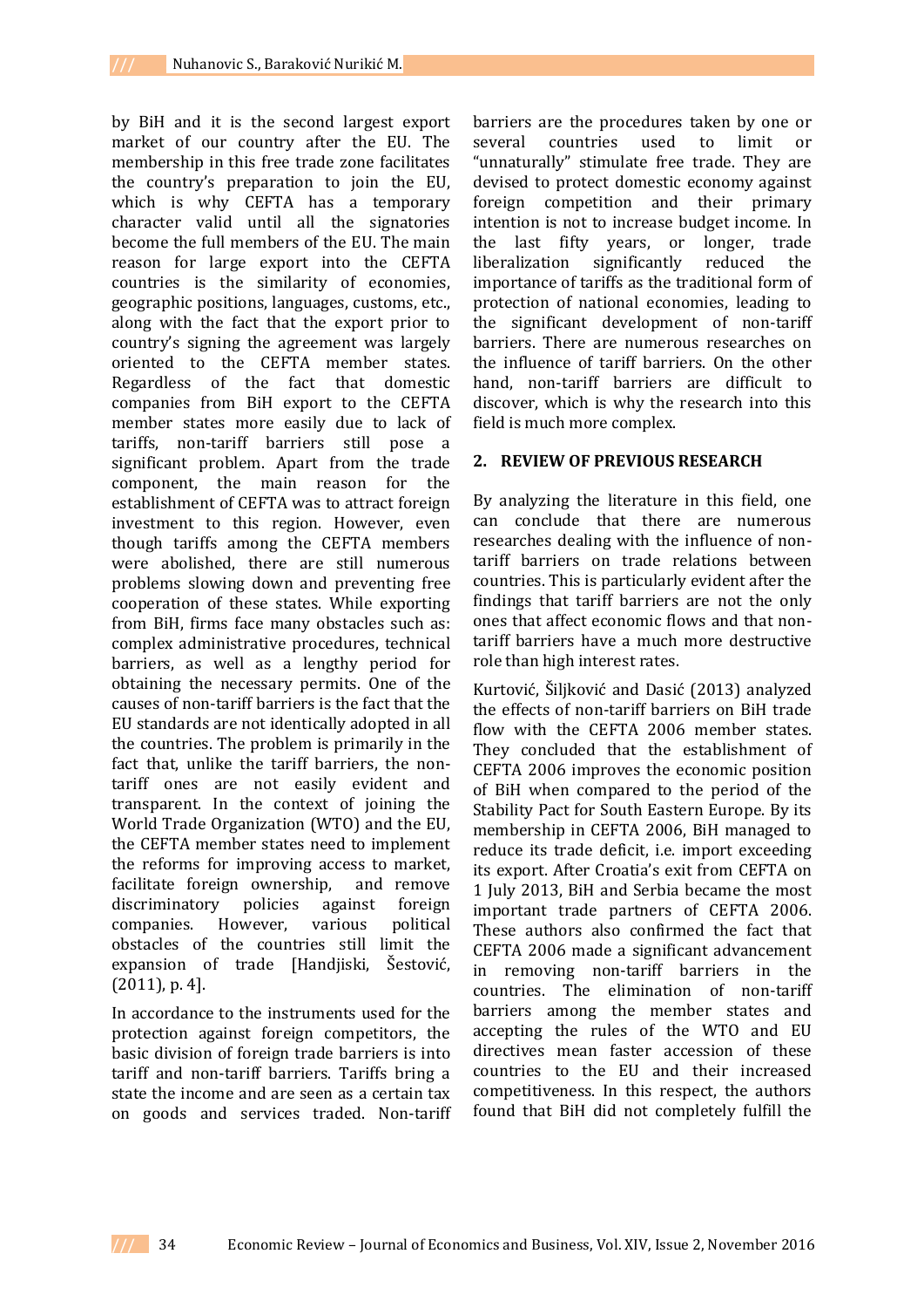by BiH and it is the second largest export market of our country after the EU. The membership in this free trade zone facilitates the country's preparation to join the EU, which is why CEFTA has a temporary character valid until all the signatories become the full members of the EU. The main reason for large export into the CEFTA countries is the similarity of economies, geographic positions, languages, customs, etc., along with the fact that the export prior to country's signing the agreement was largely oriented to the CEFTA member states. Regardless of the fact that domestic companies from BiH export to the CEFTA member states more easily due to lack of tariffs, non-tariff barriers still pose a significant problem. Apart from the trade component, the main reason for the establishment of CEFTA was to attract foreign investment to this region. However, even though tariffs among the CEFTA members were abolished, there are still numerous problems slowing down and preventing free cooperation of these states. While exporting from BiH, firms face many obstacles such as: complex administrative procedures, technical barriers, as well as a lengthy period for obtaining the necessary permits. One of the causes of non-tariff barriers is the fact that the EU standards are not identically adopted in all the countries. The problem is primarily in the fact that, unlike the tariff barriers, the non-tariff ones are not easily evident and transparent. In the context of joining the World Trade Organization (WTO) and the EU, the CEFTA member states need to implement the reforms for improving access to market, facilitate foreign ownership, and remove discriminatory policies against foreign companies. However, various political obstacles of the countries still limit the expansion of trade [Handjiski, Šestović, (2011), p. 4].

In accordance to the instruments used for the protection against foreign competitors, the basic division of foreign trade barriers is into tariff and non-tariff barriers. Tariffs bring a state the income and are seen as a certain tax on goods and services traded. Non-tariff barriers are the procedures taken by one or several countries used to limit or "unnaturally" stimulate free trade. They are devised to protect domestic economy against foreign competition and their primary intention is not to increase budget income. In the last fifty years, or longer, trade liberalization significantly reduced the importance of tariffs as the traditional form of protection of national economies, leading to the significant development of non-tariff barriers. There are numerous researches on the influence of tariff barriers. On the other hand, non-tariff barriers are difficult to discover, which is why the research into this field is much more complex.

## 2. REVIEW OF PREVIOUS RESEARCH

By analyzing the literature in this field, one can conclude that there are numerous researches dealing with the influence of non-tariff barriers on trade relations between countries. This is particularly evident after the findings that tariff barriers are not the only ones that affect economic flows and that non-tariff barriers have a much more destructive role than high interest rates.

Kurtović, Šiljković and Dasić (2013) analyzed the effects of non-tariff barriers on BiH trade flow with the CEFTA 2006 member states. They concluded that the establishment of CEFTA 2006 improves the economic position of BiH when compared to the period of the Stability Pact for South Eastern Europe. By its membership in CEFTA 2006, BiH managed to reduce its trade deficit, i.e. import exceeding its export. After Croatia's exit from CEFTA on 1 July 2013, BiH and Serbia became the most important trade partners of CEFTA 2006. These authors also confirmed the fact that CEFTA 2006 made a significant advancement in removing non-tariff barriers in the countries. The elimination of non-tariff barriers among the member states and accepting the rules of the WTO and EU directives mean faster accession of these countries to the EU and their increased competitiveness. In this respect, the authors found that BiH did not completely fulfill the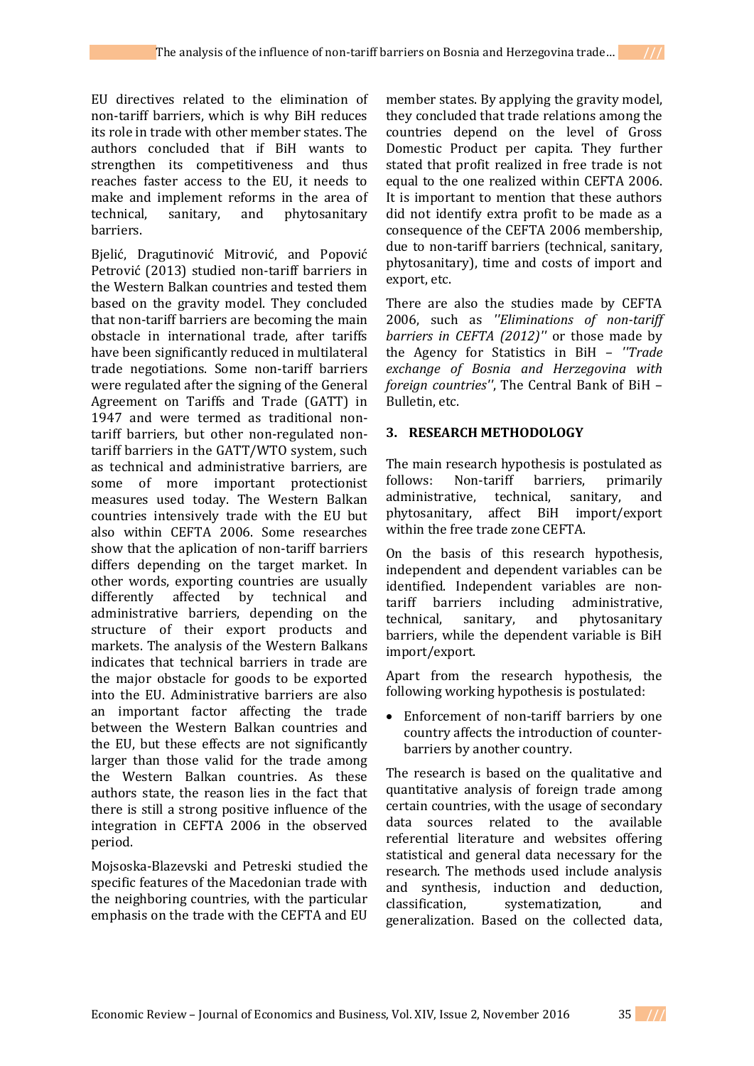EU directives related to the elimination of non-tariff barriers, which is why BiH reduces its role in trade with other member states. The authors concluded that if BiH wants to strengthen its competitiveness and thus reaches faster access to the EU, it needs to make and implement reforms in the area of technical, sanitary, and phytosanitary barriers.

Bjelić, Dragutinović Mitrović, and Popović Petrović (2013) studied non-tariff barriers in the Western Balkan countries and tested them based on the gravity model. They concluded that non-tariff barriers are becoming the main obstacle in international trade, after tariffs have been significantly reduced in multilateral trade negotiations. Some non-tariff barriers were regulated after the signing of the General Agreement on Tariffs and Trade (GATT) in 1947 and were termed as traditional non-tariff barriers, but other non-regulated non-tariff barriers in the GATT/WTO system, such as technical and administrative barriers, are some of more important protectionist measures used today. The Western Balkan countries intensively trade with the EU but also within CEFTA 2006. Some researches show that the aplication of non-tariff barriers differs depending on the target market. In other words, exporting countries are usually differently affected by technical and administrative barriers, depending on the structure of their export products and markets. The analysis of the Western Balkans indicates that technical barriers in trade are the major obstacle for goods to be exported into the EU. Administrative barriers are also an important factor affecting the trade between the Western Balkan countries and the EU, but these effects are not significantly larger than those valid for the trade among the Western Balkan countries. As these authors state, the reason lies in the fact that there is still a strong positive influence of the integration in CEFTA 2006 in the observed period.

Mojsoska-Blazevski and Petreski studied the specific features of the Macedonian trade with the neighboring countries, with the particular emphasis on the trade with the CEFTA and EU member states. By applying the gravity model, they concluded that trade relations among the countries depend on the level of Gross Domestic Product per capita. They further stated that profit realized in free trade is not equal to the one realized within CEFTA 2006. It is important to mention that these authors did not identify extra profit to be made as a consequence of the CEFTA 2006 membership, due to non-tariff barriers (technical, sanitary, phytosanitary), time and costs of import and export, etc.

There are also the studies made by CEFTA 2006, such as *''Eliminations of non-tariff barriers in CEFTA (2012)''* or those made by the Agency for Statistics in BiH – *''Trade exchange of Bosnia and Herzegovina with foreign countries''*, The Central Bank of BiH – Bulletin, etc.

## 3. RESEARCH METHODOLOGY

The main research hypothesis is postulated as follows: Non-tariff barriers, primarily administrative, technical, sanitary, and phytosanitary, affect BiH import/export within the free trade zone CEFTA.

On the basis of this research hypothesis, independent and dependent variables can be identified. Independent variables are non-tariff barriers including administrative, technical, sanitary, and phytosanitary barriers, while the dependent variable is BiH import/export.

Apart from the research hypothesis, the following working hypothesis is postulated:

- Enforcement of non-tariff barriers by one country affects the introduction of counter-barriers by another country.

The research is based on the qualitative and quantitative analysis of foreign trade among certain countries, with the usage of secondary data sources related to the available referential literature and websites offering statistical and general data necessary for the research. The methods used include analysis and synthesis, induction and deduction, classification, systematization, and generalization. Based on the collected data,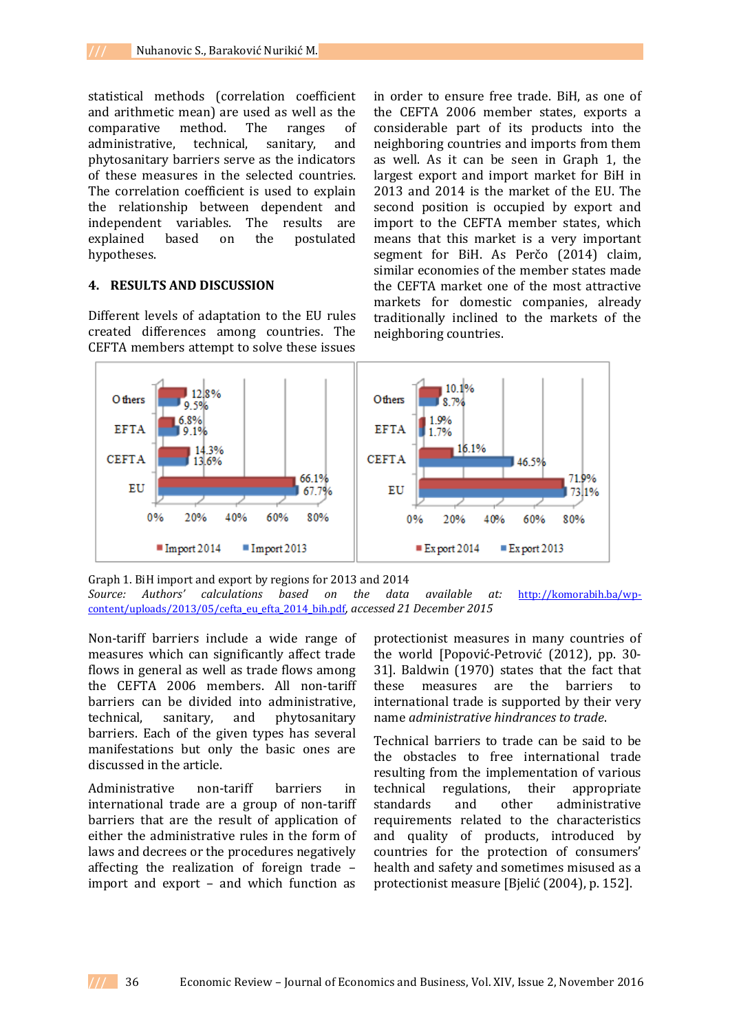statistical methods (correlation coefficient and arithmetic mean) are used as well as the comparative method. The ranges of administrative, technical, sanitary, and phytosanitary barriers serve as the indicators of these measures in the selected countries. The correlation coefficient is used to explain the relationship between dependent and independent variables. The results are explained based on the postulated hypotheses.

## 4. RESULTS AND DISCUSSION

Different levels of adaptation to the EU rules created differences among countries. The CEFTA members attempt to solve these issues in order to ensure free trade. BiH, as one of the CEFTA 2006 member states, exports a considerable part of its products into the neighboring countries and imports from them as well. As it can be seen in Graph 1, the largest export and import market for BiH in 2013 and 2014 is the market of the EU. The second position is occupied by export and import to the CEFTA member states, which means that this market is a very important segment for BiH. As Perčo (2014) claim, similar economies of the member states made the CEFTA market one of the most attractive markets for domestic companies, already traditionally inclined to the markets of the neighboring countries.

| Region | Import 2014 | Import 2013 | Export 2014 | Export 2013 |
|---|---|---|---|---|
| Others | 12.8% | 9.5% | 10.1% | 8.7% |
| EFTA | 6.8% | 9.1% | 1.9% | 1.7% |
| CEFTA | 14.3% | 13.6% | 16.1% | 46.5% |
| EU | 66.1% | 67.7% | 71.9% | 73.1% |

Graph 1. BiH import and export by regions for 2013 and 2014
*Source: Authors' calculations based on the data available at:* http://komorabih.ba/wp-content/uploads/2013/05/cefta_eu_efta_2014_bih.pdf, *accessed 21 December 2015*

Non-tariff barriers include a wide range of measures which can significantly affect trade flows in general as well as trade flows among the CEFTA 2006 members. All non-tariff barriers can be divided into administrative, technical, sanitary, and phytosanitary barriers. Each of the given types has several manifestations but only the basic ones are discussed in the article.

Administrative non-tariff barriers in international trade are a group of non-tariff barriers that are the result of application of either the administrative rules in the form of laws and decrees or the procedures negatively affecting the realization of foreign trade – import and export – and which function as protectionist measures in many countries of the world [Popović-Petrović (2012), pp. 30-31]. Baldwin (1970) states that the fact that these measures are the barriers to international trade is supported by their very name *administrative hindrances to trade*.

Technical barriers to trade can be said to be the obstacles to free international trade resulting from the implementation of various technical regulations, their appropriate standards and other administrative requirements related to the characteristics and quality of products, introduced by countries for the protection of consumers' health and safety and sometimes misused as a protectionist measure [Bjelić (2004), p. 152].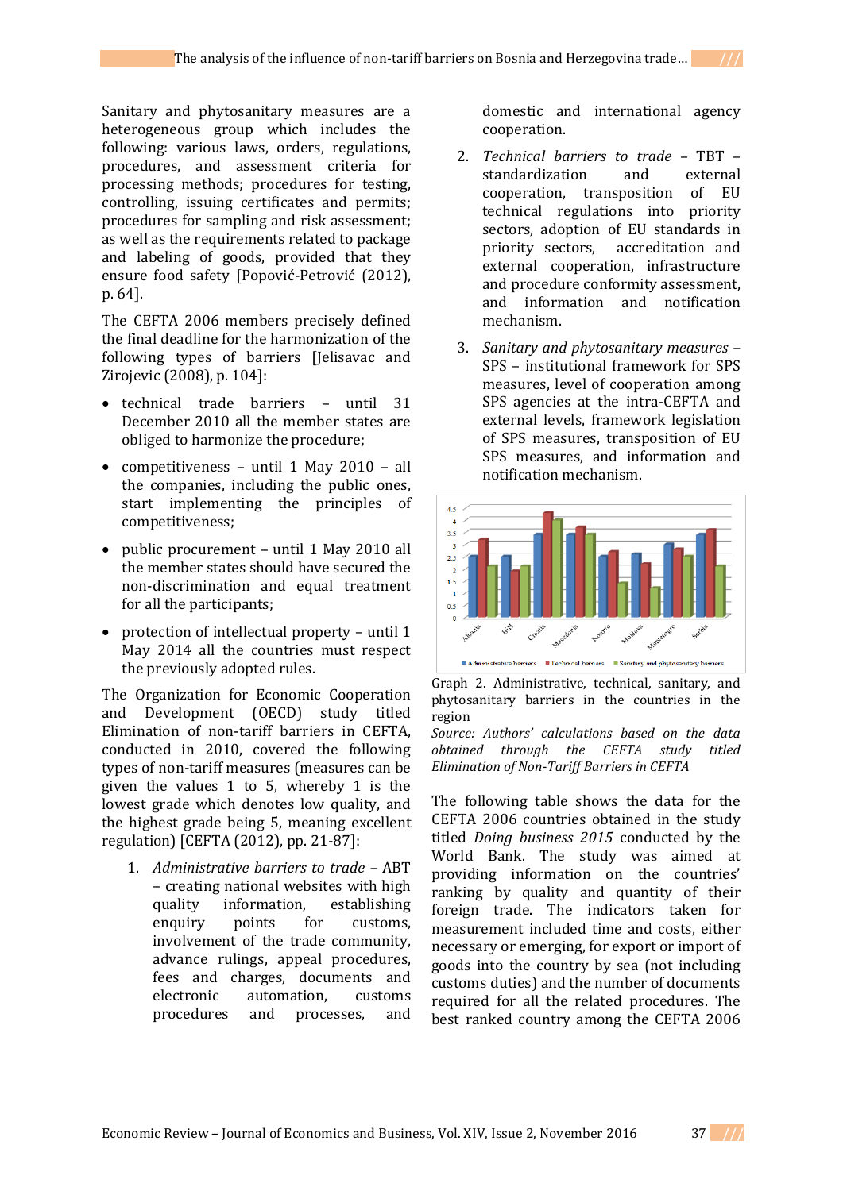Sanitary and phytosanitary measures are a heterogeneous group which includes the following: various laws, orders, regulations, procedures, and assessment criteria for processing methods; procedures for testing, controlling, issuing certificates and permits; procedures for sampling and risk assessment; as well as the requirements related to package and labeling of goods, provided that they ensure food safety [Popović-Petrović (2012), p. 64].

The CEFTA 2006 members precisely defined the final deadline for the harmonization of the following types of barriers [Jelisavac and Zirojevic (2008), p. 104]:

- technical trade barriers – until 31 December 2010 all the member states are obliged to harmonize the procedure;
- competitiveness – until 1 May 2010 – all the companies, including the public ones, start implementing the principles of competitiveness;
- public procurement – until 1 May 2010 all the member states should have secured the non-discrimination and equal treatment for all the participants;
- protection of intellectual property – until 1 May 2014 all the countries must respect the previously adopted rules.

The Organization for Economic Cooperation and Development (OECD) study titled Elimination of non-tariff barriers in CEFTA, conducted in 2010, covered the following types of non-tariff measures (measures can be given the values 1 to 5, whereby 1 is the lowest grade which denotes low quality, and the highest grade being 5, meaning excellent regulation) [CEFTA (2012), pp. 21-87]:

1. *Administrative barriers to trade* – ABT – creating national websites with high quality information, establishing enquiry points for customs, involvement of the trade community, advance rulings, appeal procedures, fees and charges, documents and electronic automation, customs procedures and processes, and domestic and international agency cooperation.
2. *Technical barriers to trade* – TBT – standardization and external cooperation, transposition of EU technical regulations into priority sectors, adoption of EU standards in priority sectors, accreditation and external cooperation, infrastructure and procedure conformity assessment, and information and notification mechanism.
3. *Sanitary and phytosanitary measures* – SPS – institutional framework for SPS measures, level of cooperation among SPS agencies at the intra-CEFTA and external levels, framework legislation of SPS measures, transposition of EU SPS measures, and information and notification mechanism.

Graph 2. Administrative, technical, sanitary, and phytosanitary barriers in the countries in the region

*Source: Authors' calculations based on the data obtained through the CEFTA study titled Elimination of Non-Tariff Barriers in CEFTA*

The following table shows the data for the CEFTA 2006 countries obtained in the study titled *Doing business 2015* conducted by the World Bank. The study was aimed at providing information on the countries' ranking by quality and quantity of their foreign trade. The indicators taken for measurement included time and costs, either necessary or emerging, for export or import of goods into the country by sea (not including customs duties) and the number of documents required for all the related procedures. The best ranked country among the CEFTA 2006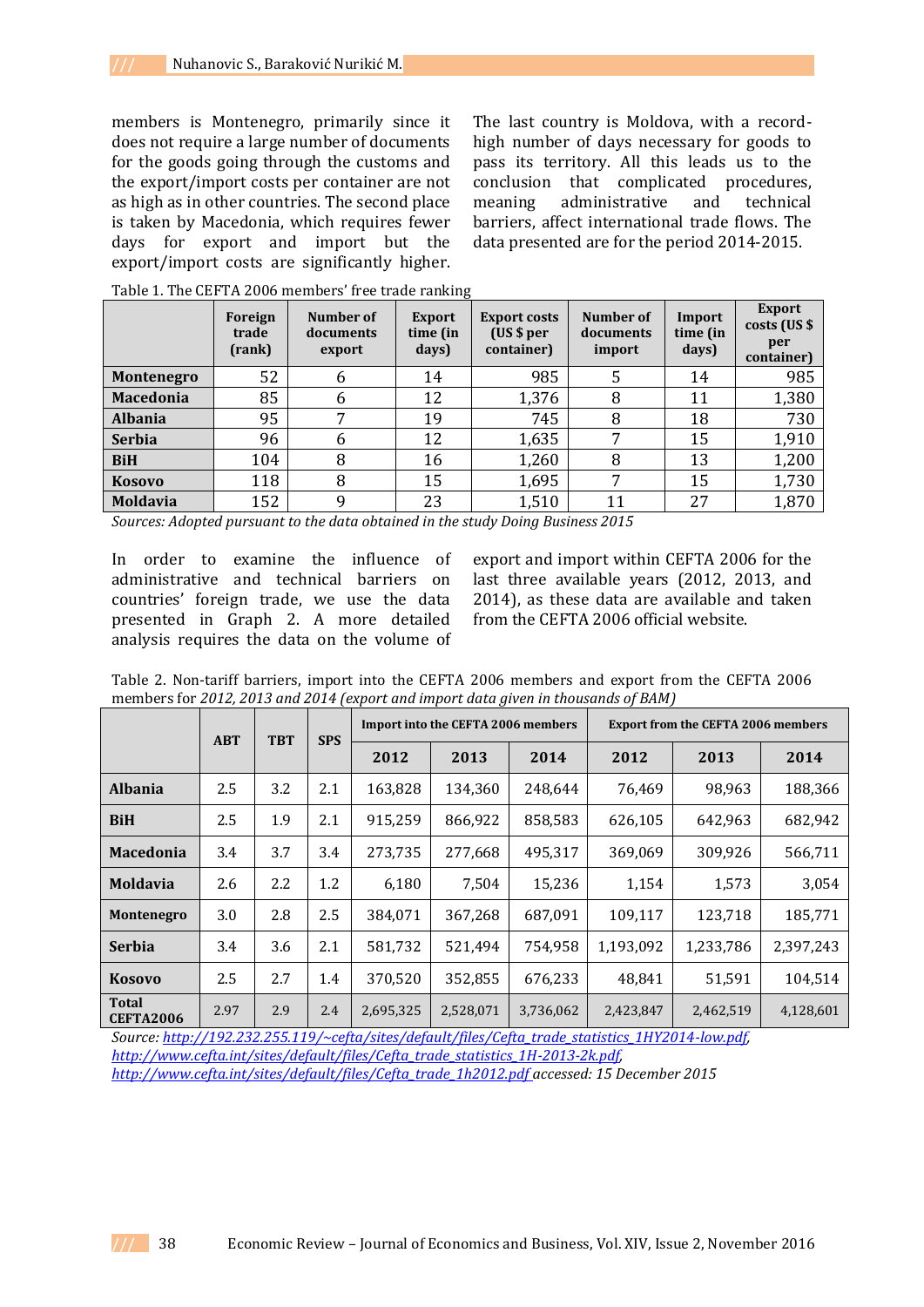members is Montenegro, primarily since it does not require a large number of documents for the goods going through the customs and the export/import costs per container are not as high as in other countries. The second place is taken by Macedonia, which requires fewer days for export and import but the export/import costs are significantly higher. The last country is Moldova, with a record-high number of days necessary for goods to pass its territory. All this leads us to the conclusion that complicated procedures, meaning administrative and technical barriers, affect international trade flows. The data presented are for the period 2014-2015.

Table 1. The CEFTA 2006 members' free trade ranking

| | Foreign trade (rank) | Number of documents export | Export time (in days) | Export costs (US $ per container) | Number of documents import | Import time (in days) | Export costs (US $ per container) |
|---|---|---|---|---|---|---|---|
| **Montenegro** | 52 | 6 | 14 | 985 | 5 | 14 | 985 |
| **Macedonia** | 85 | 6 | 12 | 1,376 | 8 | 11 | 1,380 |
| **Albania** | 95 | 7 | 19 | 745 | 8 | 18 | 730 |
| **Serbia** | 96 | 6 | 12 | 1,635 | 7 | 15 | 1,910 |
| **BiH** | 104 | 8 | 16 | 1,260 | 8 | 13 | 1,200 |
| **Kosovo** | 118 | 8 | 15 | 1,695 | 7 | 15 | 1,730 |
| **Moldavia** | 152 | 9 | 23 | 1,510 | 11 | 27 | 1,870 |

*Sources: Adopted pursuant to the data obtained in the study Doing Business 2015*

In order to examine the influence of administrative and technical barriers on countries' foreign trade, we use the data presented in Graph 2. A more detailed analysis requires the data on the volume of export and import within CEFTA 2006 for the last three available years (2012, 2013, and 2014), as these data are available and taken from the CEFTA 2006 official website.

Table 2. Non-tariff barriers, import into the CEFTA 2006 members and export from the CEFTA 2006 members for *2012, 2013 and 2014 (export and import data given in thousands of BAM)*

| | ABT | TBT | SPS | Import into the CEFTA 2006 members | | | Export from the CEFTA 2006 members | | |
|---|---|---|---|---|---|---|---|---|---|
| | | | | 2012 | 2013 | 2014 | 2012 | 2013 | 2014 |
| **Albania** | 2.5 | 3.2 | 2.1 | 163,828 | 134,360 | 248,644 | 76,469 | 98,963 | 188,366 |
| **BiH** | 2.5 | 1.9 | 2.1 | 915,259 | 866,922 | 858,583 | 626,105 | 642,963 | 682,942 |
| **Macedonia** | 3.4 | 3.7 | 3.4 | 273,735 | 277,668 | 495,317 | 369,069 | 309,926 | 566,711 |
| **Moldavia** | 2.6 | 2.2 | 1.2 | 6,180 | 7,504 | 15,236 | 1,154 | 1,573 | 3,054 |
| **Montenegro** | 3.0 | 2.8 | 2.5 | 384,071 | 367,268 | 687,091 | 109,117 | 123,718 | 185,771 |
| **Serbia** | 3.4 | 3.6 | 2.1 | 581,732 | 521,494 | 754,958 | 1,193,092 | 1,233,786 | 2,397,243 |
| **Kosovo** | 2.5 | 2.7 | 1.4 | 370,520 | 352,855 | 676,233 | 48,841 | 51,591 | 104,514 |
| **Total CEFTA2006** | 2.97 | 2.9 | 2.4 | 2,695,325 | 2,528,071 | 3,736,062 | 2,423,847 | 2,462,519 | 4,128,601 |

*Source: http://192.232.255.119/~cefta/sites/default/files/Cefta_trade_statistics_1HY2014-low.pdf, http://www.cefta.int/sites/default/files/Cefta_trade_statistics_1H-2013-2k.pdf, http://www.cefta.int/sites/default/files/Cefta_trade_1h2012.pdf accessed: 15 December 2015*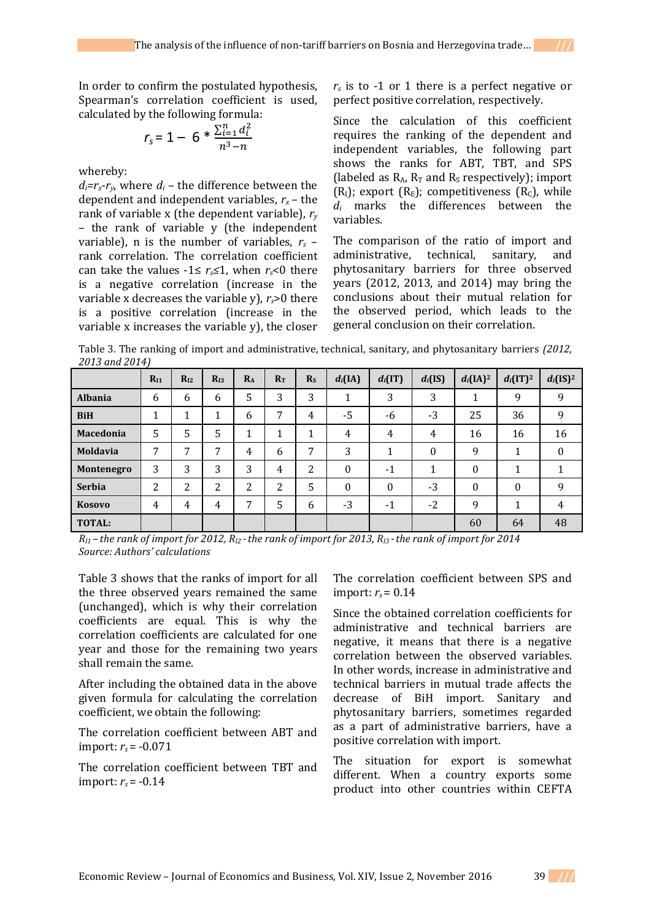In order to confirm the postulated hypothesis, Spearman's correlation coefficient is used, calculated by the following formula:

$$r_s = 1 - 6 * \frac{\sum_{i=1}^{n} d_i^2}{n^3 - n}$$

whereby:

$d_i = r_x - r_y$, where $d_i$ – the difference between the dependent and independent variables, $r_x$ – the rank of variable x (the dependent variable), $r_y$ – the rank of variable y (the independent variable), n is the number of variables, $r_s$ – rank correlation. The correlation coefficient can take the values $-1 \leq r_s \leq 1$, when $r_s < 0$ there is a negative correlation (increase in the variable x decreases the variable y), $r_s > 0$ there is a positive correlation (increase in the variable x increases the variable y), the closer $r_s$ is to -1 or 1 there is a perfect negative or perfect positive correlation, respectively.

Since the calculation of this coefficient requires the ranking of the dependent and independent variables, the following part shows the ranks for ABT, TBT, and SPS (labeled as $R_A$, $R_T$ and $R_S$ respectively); import ($R_I$); export ($R_E$); competitiveness ($R_C$), while $d_i$ marks the differences between the variables.

The comparison of the ratio of import and administrative, technical, sanitary, and phytosanitary barriers for three observed years (2012, 2013, and 2014) may bring the conclusions about their mutual relation for the observed period, which leads to the general conclusion on their correlation.

Table 3. The ranking of import and administrative, technical, sanitary, and phytosanitary barriers *(2012, 2013 and 2014)*

| | $R_{I1}$ | $R_{I2}$ | $R_{I3}$ | $R_A$ | $R_T$ | $R_S$ | $d_i$(IA) | $d_i$(IT) | $d_i$(IS) | $d_i(IA)^2$ | $d_i(IT)^2$ | $d_i(IS)^2$ |
|---|---|---|---|---|---|---|---|---|---|---|---|---|
| **Albania** | 6 | 6 | 6 | 5 | 3 | 3 | 1 | 3 | 3 | 1 | 9 | 9 |
| **BiH** | 1 | 1 | 1 | 6 | 7 | 4 | -5 | -6 | -3 | 25 | 36 | 9 |
| **Macedonia** | 5 | 5 | 5 | 1 | 1 | 1 | 4 | 4 | 4 | 16 | 16 | 16 |
| **Moldavia** | 7 | 7 | 7 | 4 | 6 | 7 | 3 | 1 | 0 | 9 | 1 | 0 |
| **Montenegro** | 3 | 3 | 3 | 3 | 4 | 2 | 0 | -1 | 1 | 0 | 1 | 1 |
| **Serbia** | 2 | 2 | 2 | 2 | 2 | 5 | 0 | 0 | -3 | 0 | 0 | 9 |
| **Kosovo** | 4 | 4 | 4 | 7 | 5 | 6 | -3 | -1 | -2 | 9 | 1 | 4 |
| **TOTAL:** | | | | | | | | | | 60 | 64 | 48 |

*$R_{I1}$ – the rank of import for 2012, $R_{I2}$ - the rank of import for 2013, $R_{I3}$ - the rank of import for 2014*
*Source: Authors' calculations*

Table 3 shows that the ranks of import for all the three observed years remained the same (unchanged), which is why their correlation coefficients are equal. This is why the correlation coefficients are calculated for one year and those for the remaining two years shall remain the same.

After including the obtained data in the above given formula for calculating the correlation coefficient, we obtain the following:

The correlation coefficient between ABT and import: $r_s = -0.071$

The correlation coefficient between TBT and import: $r_s = -0.14$

The correlation coefficient between SPS and import: $r_s = 0.14$

Since the obtained correlation coefficients for administrative and technical barriers are negative, it means that there is a negative correlation between the observed variables. In other words, increase in administrative and technical barriers in mutual trade affects the decrease of BiH import. Sanitary and phytosanitary barriers, sometimes regarded as a part of administrative barriers, have a positive correlation with import.

The situation for export is somewhat different. When a country exports some product into other countries within CEFTA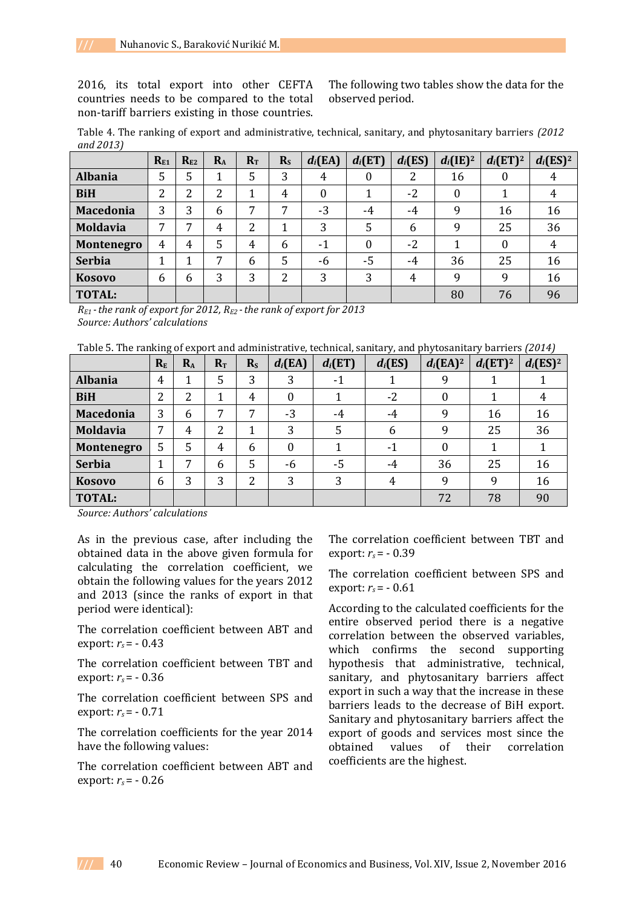2016, its total export into other CEFTA countries needs to be compared to the total non-tariff barriers existing in those countries.

The following two tables show the data for the observed period.

Table 4. The ranking of export and administrative, technical, sanitary, and phytosanitary barriers *(2012 and 2013)*

| | $R_{E1}$ | $R_{E2}$ | $R_A$ | $R_T$ | $R_S$ | $d_i$(EA) | $d_i$(ET) | $d_i$(ES) | $d_i(IE)^2$ | $d_i(ET)^2$ | $d_i(ES)^2$ |
|---|---|---|---|---|---|---|---|---|---|---|---|
| **Albania** | 5 | 5 | 1 | 5 | 3 | 4 | 0 | 2 | 16 | 0 | 4 |
| **BiH** | 2 | 2 | 2 | 1 | 4 | 0 | 1 | -2 | 0 | 1 | 4 |
| **Macedonia** | 3 | 3 | 6 | 7 | 7 | -3 | -4 | -4 | 9 | 16 | 16 |
| **Moldavia** | 7 | 7 | 4 | 2 | 1 | 3 | 5 | 6 | 9 | 25 | 36 |
| **Montenegro** | 4 | 4 | 5 | 4 | 6 | -1 | 0 | -2 | 1 | 0 | 4 |
| **Serbia** | 1 | 1 | 7 | 6 | 5 | -6 | -5 | -4 | 36 | 25 | 16 |
| **Kosovo** | 6 | 6 | 3 | 3 | 2 | 3 | 3 | 4 | 9 | 9 | 16 |
| **TOTAL:** | | | | | | | | | 80 | 76 | 96 |

*$R_{E1}$ - the rank of export for 2012, $R_{E2}$ - the rank of export for 2013*

*Source: Authors' calculations*

Table 5. The ranking of export and administrative, technical, sanitary, and phytosanitary barriers *(2014)*

| | $R_E$ | $R_A$ | $R_T$ | $R_S$ | $d_i$(EA) | $d_i$(ET) | $d_i$(ES) | $d_i(EA)^2$ | $d_i(ET)^2$ | $d_i(ES)^2$ |
|---|---|---|---|---|---|---|---|---|---|---|
| **Albania** | 4 | 1 | 5 | 3 | 3 | -1 | 1 | 9 | 1 | 1 |
| **BiH** | 2 | 2 | 1 | 4 | 0 | 1 | -2 | 0 | 1 | 4 |
| **Macedonia** | 3 | 6 | 7 | 7 | -3 | -4 | -4 | 9 | 16 | 16 |
| **Moldavia** | 7 | 4 | 2 | 1 | 3 | 5 | 6 | 9 | 25 | 36 |
| **Montenegro** | 5 | 5 | 4 | 6 | 0 | 1 | -1 | 0 | 1 | 1 |
| **Serbia** | 1 | 7 | 6 | 5 | -6 | -5 | -4 | 36 | 25 | 16 |
| **Kosovo** | 6 | 3 | 3 | 2 | 3 | 3 | 4 | 9 | 9 | 16 |
| **TOTAL:** | | | | | | | | 72 | 78 | 90 |

*Source: Authors' calculations*

As in the previous case, after including the obtained data in the above given formula for calculating the correlation coefficient, we obtain the following values for the years 2012 and 2013 (since the ranks of export in that period were identical):

The correlation coefficient between ABT and export: $r_s$ = - 0.43

The correlation coefficient between TBT and export: $r_s$ = - 0.36

The correlation coefficient between SPS and export: $r_s$ = - 0.71

The correlation coefficients for the year 2014 have the following values:

The correlation coefficient between ABT and export: $r_s$ = - 0.26

The correlation coefficient between TBT and export: $r_s$ = - 0.39

The correlation coefficient between SPS and export: $r_s$ = - 0.61

According to the calculated coefficients for the entire observed period there is a negative correlation between the observed variables, which confirms the supporting second hypothesis that administrative, technical, sanitary, and phytosanitary barriers affect export in such a way that the increase in these barriers leads to the decrease of BiH export. Sanitary and phytosanitary barriers affect the export of goods and services most since the obtained values of their correlation coefficients are the highest.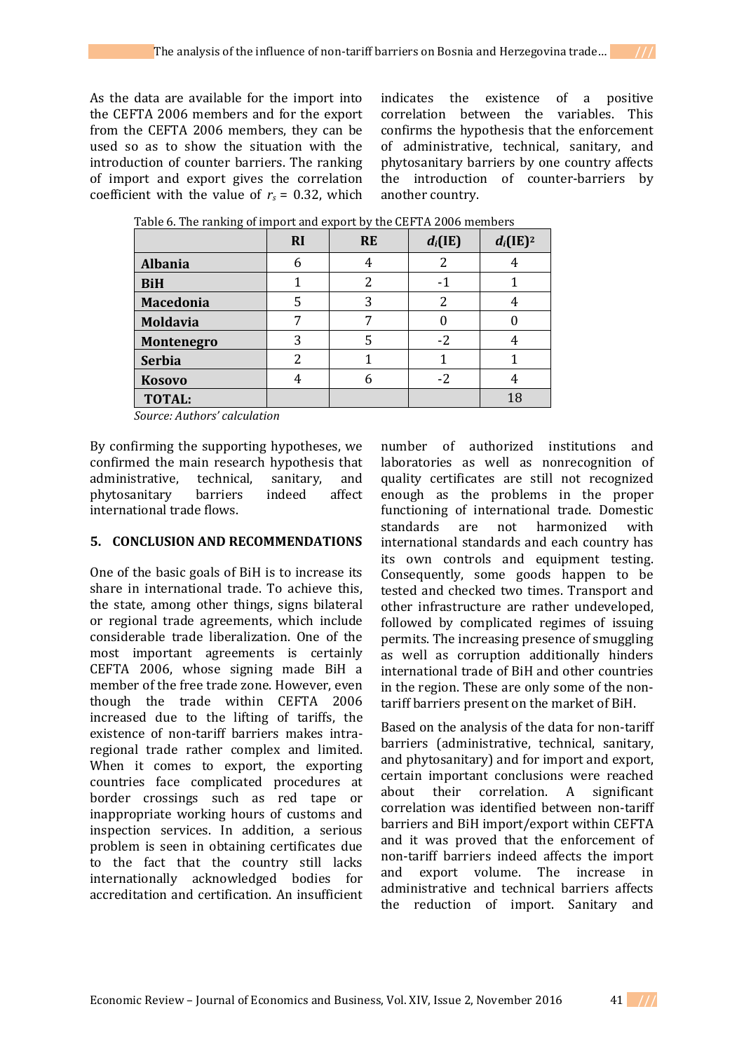As the data are available for the import into the CEFTA 2006 members and for the export from the CEFTA 2006 members, they can be used so as to show the situation with the introduction of counter barriers. The ranking of import and export gives the correlation coefficient with the value of $r_s$ = 0.32, which indicates the existence of a positive correlation between the variables. This confirms the hypothesis that the enforcement of administrative, technical, sanitary, and phytosanitary barriers by one country affects the introduction of counter-barriers by another country.

Table 6. The ranking of import and export by the CEFTA 2006 members

| | RI | RE | $d_i$(IE) | $d_i$(IE)$^2$ |
|---|---|---|---|---|
| **Albania** | 6 | 4 | 2 | 4 |
| **BiH** | 1 | 2 | -1 | 1 |
| **Macedonia** | 5 | 3 | 2 | 4 |
| **Moldavia** | 7 | 7 | 0 | 0 |
| **Montenegro** | 3 | 5 | -2 | 4 |
| **Serbia** | 2 | 1 | 1 | 1 |
| **Kosovo** | 4 | 6 | -2 | 4 |
| **TOTAL:** | | | | 18 |

*Source: Authors' calculation*

By confirming the supporting hypotheses, we confirmed the main research hypothesis that administrative, technical, sanitary, and phytosanitary barriers indeed affect international trade flows.

## 5. CONCLUSION AND RECOMMENDATIONS

One of the basic goals of BiH is to increase its share in international trade. To achieve this, the state, among other things, signs bilateral or regional trade agreements, which include considerable trade liberalization. One of the most important agreements is certainly CEFTA 2006, whose signing made BiH a member of the free trade zone. However, even though the trade within CEFTA 2006 increased due to the lifting of tariffs, the existence of non-tariff barriers makes intra-regional trade rather complex and limited. When it comes to export, the exporting countries face complicated procedures at border crossings such as red tape or inappropriate working hours of customs and inspection services. In addition, a serious problem is seen in obtaining certificates due to the fact that the country still lacks internationally acknowledged bodies for accreditation and certification. An insufficient number of authorized institutions and laboratories as well as nonrecognition of quality certificates are still not recognized enough as the problems in the proper functioning of international trade. Domestic standards are not harmonized with international standards and each country has its own controls and equipment testing. Consequently, some goods happen to be tested and checked two times. Transport and other infrastructure are rather undeveloped, followed by complicated regimes of issuing permits. The increasing presence of smuggling as well as corruption additionally hinders international trade of BiH and other countries in the region. These are only some of the non-tariff barriers present on the market of BiH.

Based on the analysis of the data for non-tariff barriers (administrative, technical, sanitary, and phytosanitary) and for import and export, certain important conclusions were reached about their correlation. A significant correlation was identified between non-tariff barriers and BiH import/export within CEFTA and it was proved that the enforcement of non-tariff barriers indeed affects the import and export volume. The increase in administrative and technical barriers affects the reduction of import. Sanitary and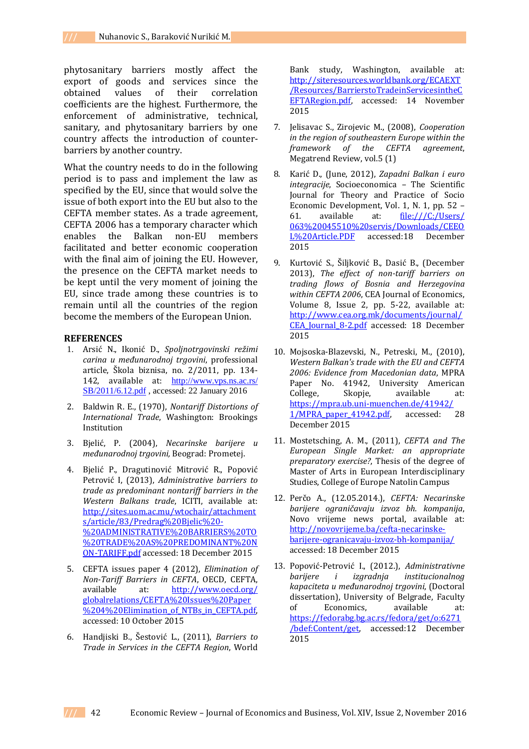phytosanitary barriers mostly affect the export of goods and services since the obtained values of their correlation coefficients are the highest. Furthermore, the enforcement of administrative, technical, sanitary, and phytosanitary barriers by one country affects the introduction of counter-barriers by another country.

What the country needs to do in the following period is to pass and implement the law as specified by the EU, since that would solve the issue of both export into the EU but also to the CEFTA member states. As a trade agreement, CEFTA 2006 has a temporary character which enables the Balkan non-EU members facilitated and better economic cooperation with the final aim of joining the EU. However, the presence on the CEFTA market needs to be kept until the very moment of joining the EU, since trade among these countries is to remain until all the countries of the region become the members of the European Union.

## REFERENCES

1. Arsić N., Ikonić D., *Spoljnotrgovinski režimi carina u međunarodnoj trgovini*, professional article, Škola biznisa, no. 2/2011, pp. 134-142, available at: http://www.vps.ns.ac.rs/SB/2011/6.12.pdf , accessed: 22 January 2016
2. Baldwin R. E., (1970), *Nontariff Distortions of International Trade*, Washington: Brookings Institution
3. Bjelić, P. (2004), *Necarinske barijere u međunarodnoj trgovini,* Beograd: Prometej.
4. Bjelić P., Dragutinović Mitrović R., Popović Petrović I, (2013), *Administrative barriers to trade as predominant nontariff barriers in the Western Balkans trade*, ICITI, available at: http://sites.uom.ac.mu/wtochair/attachments/article/83/Predrag%20Bjelic%20-%20ADMINISTRATIVE%20BARRIERS%20TO%20TRADE%20AS%20PREDOMINANT%20NON-TARIFF.pdf accessed: 18 December 2015
5. CEFTA issues paper 4 (2012), *Elimination of Non-Tariff Barriers in CEFTA*, OECD, CEFTA, available at: http://www.oecd.org/globalrelations/CEFTA%20Issues%20Paper%204%20Elimination_of_NTBs_in_CEFTA.pdf, accessed: 10 October 2015
6. Handjiski B., Šestović L., (2011), *Barriers to Trade in Services in the CEFTA Region*, World Bank study, Washington, available at: http://siteresources.worldbank.org/ECAEXT/Resources/BarrierstoTradeinServicesintheCEFTARegion.pdf, accessed: 14 November 2015
7. Jelisavac S., Zirojevic M., (2008), *Cooperation in the region of southeastern Europe within the framework of the CEFTA agreement*, Megatrend Review, vol.5 (1)
8. Karić D., (June, 2012), *Zapadni Balkan i euro integracije*, Socioeconomica – The Scientific Journal for Theory and Practice of Socio Economic Development, Vol. 1, N. 1, pp. 52 – 61. available at: file:///C:/Users/063%20045510%20servis/Downloads/CEEOL%20Article.PDF accessed:18 December 2015
9. Kurtović S., Šiljković B., Dasić B., (December 2013), *The effect of non-tariff barriers on trading flows of Bosnia and Herzegovina within CEFTA 2006*, CEA Journal of Economics, Volume 8, Issue 2, pp. 5-22, available at: http://www.cea.org.mk/documents/journal/CEA_Journal_8-2.pdf accessed: 18 December 2015
10. Mojsoska-Blazevski, N., Petreski, M., (2010), *Western Balkan's trade with the EU and CEFTA 2006: Evidence from Macedonian data*, MPRA Paper No. 41942, University American College, Skopje, available at: https://mpra.ub.uni-muenchen.de/41942/1/MPRA_paper_41942.pdf, accessed: 28 December 2015
11. Mostetsching, A. M., (2011), *CEFTA and The European Single Market: an appropriate preparatory exercise?*, Thesis of the degree of Master of Arts in European Interdisciplinary Studies, College of Europe Natolin Campus
12. Perčo A., (12.05.2014.), *CEFTA: Necarinske barijere ograničavaju izvoz bh. kompanija*, Novo vrijeme news portal, available at: http://novovrijeme.ba/cefta-necarinske-barijere-ogranicavaju-izvoz-bh-kompanija/ accessed: 18 December 2015
13. Popović-Petrović I., (2012.), *Administrativne barijere i izgradnja institucionalnog kapaciteta u međunarodnoj trgovini*, (Doctoral dissertation), University of Belgrade, Faculty of Economics, available at: https://fedorabg.bg.ac.rs/fedora/get/o:6271/bdef:Content/get, accessed:12 December 2015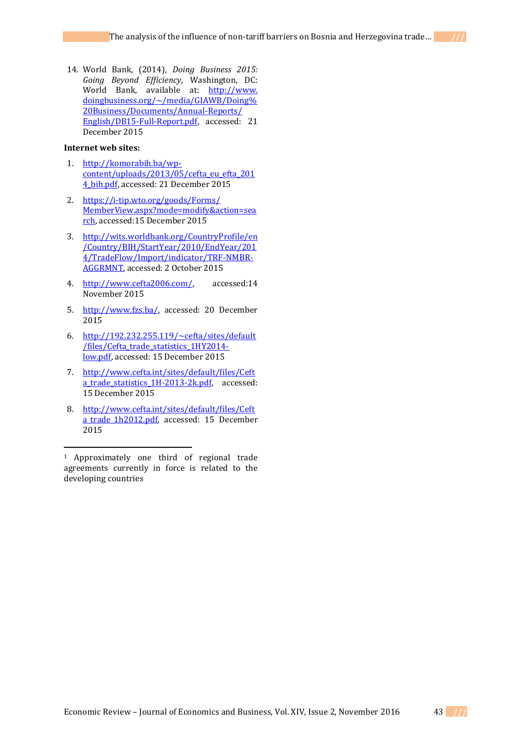14. World Bank, (2014), *Doing Business 2015: Going Beyond Efficiency*, Washington, DC: World Bank, available at: http://www.doingbusiness.org/~/media/GIAWB/Doing%20Business/Documents/Annual-Reports/English/DB15-Full-Report.pdf, accessed: 21 December 2015

**Internet web sites:**

1. http://komorabih.ba/wp-content/uploads/2013/05/cefta_eu_efta_2014_bih.pdf, accessed: 21 December 2015
2. https://i-tip.wto.org/goods/Forms/MemberView.aspx?mode=modify&action=search, accessed:15 December 2015
3. http://wits.worldbank.org/CountryProfile/en/Country/BIH/StartYear/2010/EndYear/2014/TradeFlow/Import/indicator/TRF-NMBR-AGGRMNT, accessed: 2 October 2015
4. http://www.cefta2006.com/, accessed:14 November 2015
5. http://www.fzs.ba/, accessed: 20 December 2015
6. http://192.232.255.119/~cefta/sites/default/files/Cefta_trade_statistics_1HY2014-low.pdf, accessed: 15 December 2015
7. http://www.cefta.int/sites/default/files/Cefta_trade_statistics_1H-2013-2k.pdf, accessed: 15 December 2015
8. http://www.cefta.int/sites/default/files/Cefta_trade_1h2012.pdf, accessed: 15 December 2015

---

[1] Approximately one third of regional trade agreements currently in force is related to the developing countries